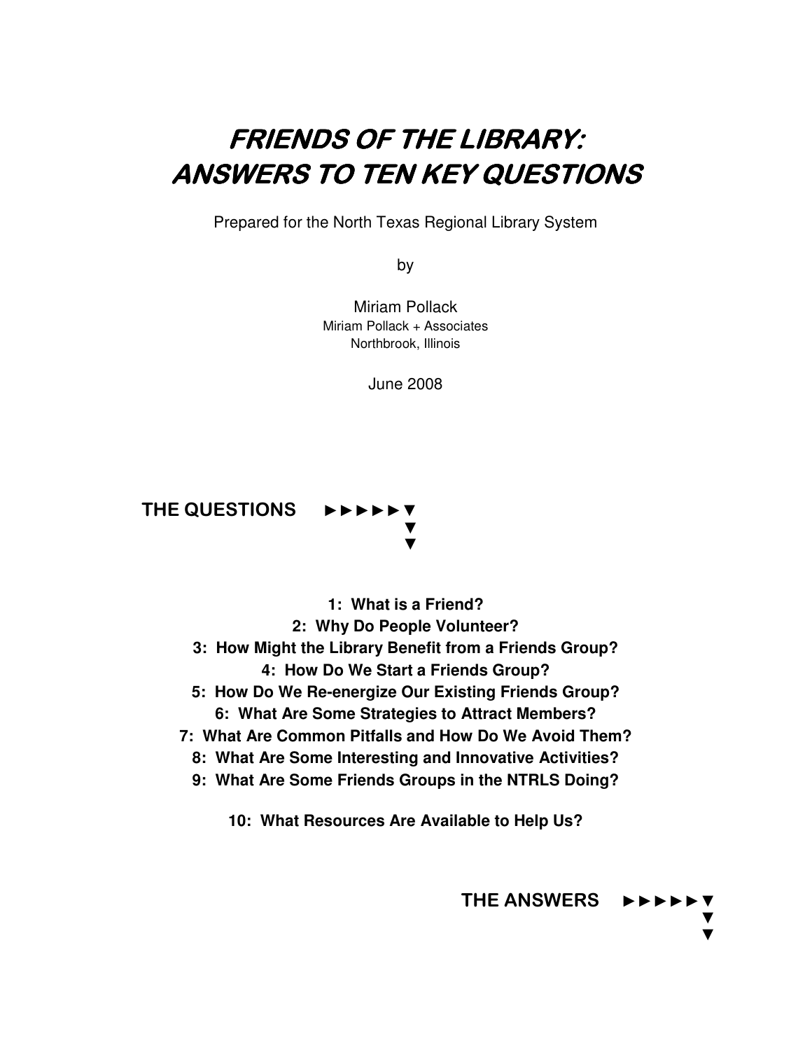# FRIENDS OF THE LIBRARY: ANSWERS TO TEN KEY QUESTIONS

Prepared for the North Texas Regional Library System

by

Miriam Pollack
Miriam Pollack + Associates
Northbrook, Illinois

June 2008

## THE QUESTIONS ►►►►►▼

1: What is a Friend?
2: Why Do People Volunteer?
3: How Might the Library Benefit from a Friends Group?
4: How Do We Start a Friends Group?
5: How Do We Re-energize Our Existing Friends Group?
6: What Are Some Strategies to Attract Members?
7: What Are Common Pitfalls and How Do We Avoid Them?
8: What Are Some Interesting and Innovative Activities?
9: What Are Some Friends Groups in the NTRLS Doing?

10: What Resources Are Available to Help Us?

## THE ANSWERS ►►►►►▼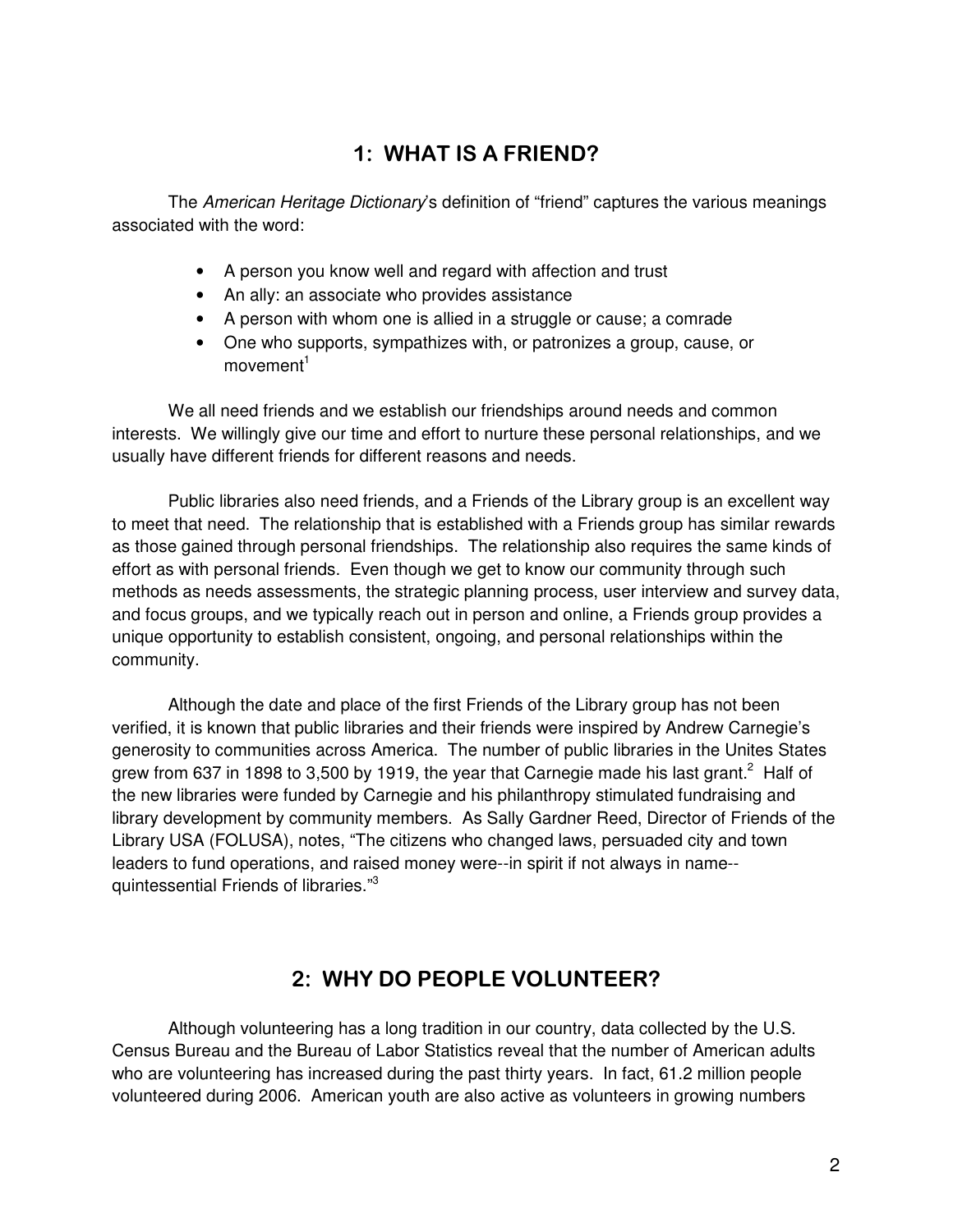## 1: WHAT IS A FRIEND?

The *American Heritage Dictionary*'s definition of "friend" captures the various meanings associated with the word:

- A person you know well and regard with affection and trust
- An ally: an associate who provides assistance
- A person with whom one is allied in a struggle or cause; a comrade
- One who supports, sympathizes with, or patronizes a group, cause, or movement[1]

We all need friends and we establish our friendships around needs and common interests. We willingly give our time and effort to nurture these personal relationships, and we usually have different friends for different reasons and needs.

Public libraries also need friends, and a Friends of the Library group is an excellent way to meet that need. The relationship that is established with a Friends group has similar rewards as those gained through personal friendships. The relationship also requires the same kinds of effort as with personal friends. Even though we get to know our community through such methods as needs assessments, the strategic planning process, user interview and survey data, and focus groups, and we typically reach out in person and online, a Friends group provides a unique opportunity to establish consistent, ongoing, and personal relationships within the community.

Although the date and place of the first Friends of the Library group has not been verified, it is known that public libraries and their friends were inspired by Andrew Carnegie's generosity to communities across America. The number of public libraries in the Unites States grew from 637 in 1898 to 3,500 by 1919, the year that Carnegie made his last grant.[2] Half of the new libraries were funded by Carnegie and his philanthropy stimulated fundraising and library development by community members. As Sally Gardner Reed, Director of Friends of the Library USA (FOLUSA), notes, "The citizens who changed laws, persuaded city and town leaders to fund operations, and raised money were--in spirit if not always in name--quintessential Friends of libraries."[3]

## 2: WHY DO PEOPLE VOLUNTEER?

Although volunteering has a long tradition in our country, data collected by the U.S. Census Bureau and the Bureau of Labor Statistics reveal that the number of American adults who are volunteering has increased during the past thirty years. In fact, 61.2 million people volunteered during 2006. American youth are also active as volunteers in growing numbers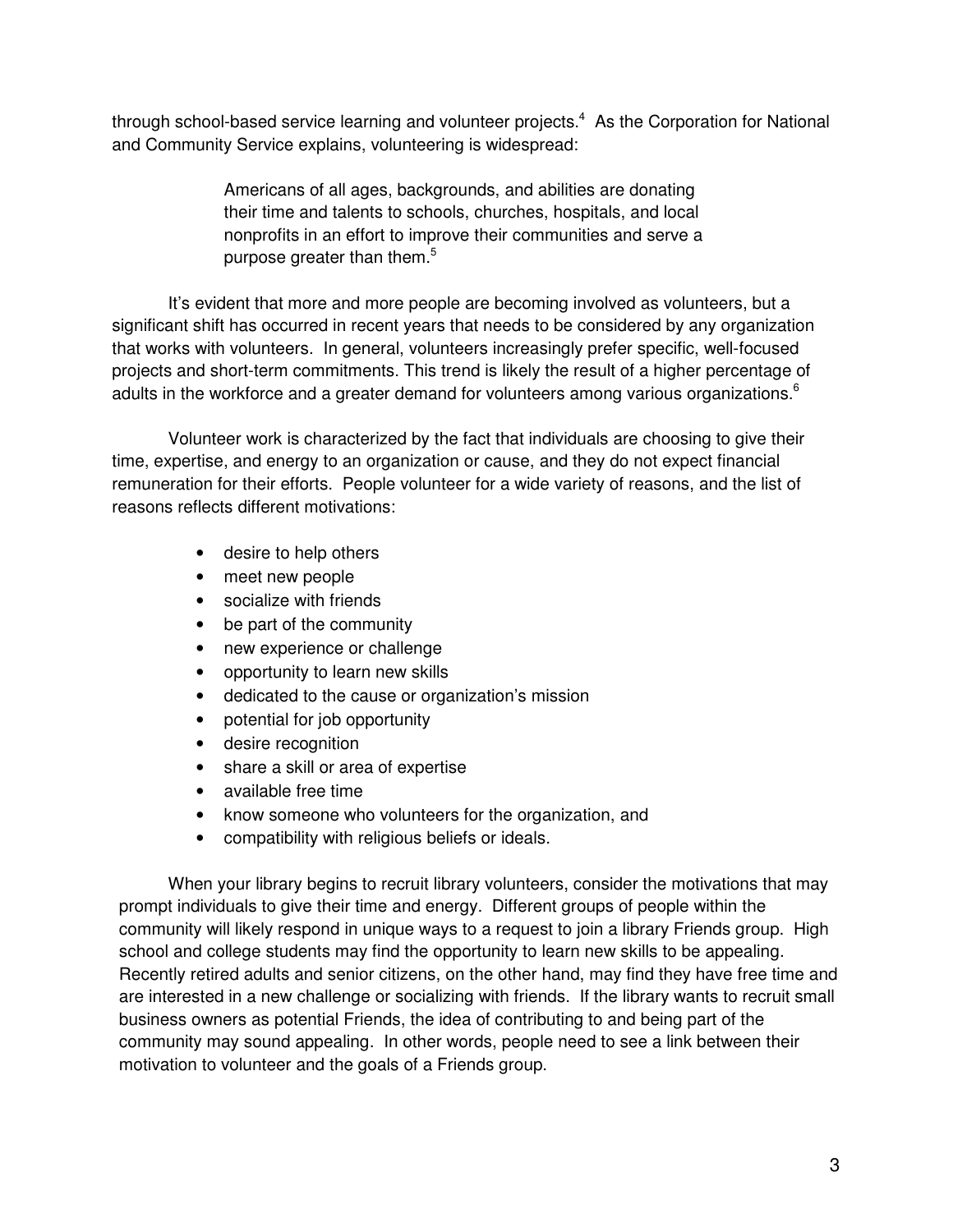through school-based service learning and volunteer projects.[4] As the Corporation for National and Community Service explains, volunteering is widespread:

> Americans of all ages, backgrounds, and abilities are donating their time and talents to schools, churches, hospitals, and local nonprofits in an effort to improve their communities and serve a purpose greater than them.[5]

It's evident that more and more people are becoming involved as volunteers, but a significant shift has occurred in recent years that needs to be considered by any organization that works with volunteers. In general, volunteers increasingly prefer specific, well-focused projects and short-term commitments. This trend is likely the result of a higher percentage of adults in the workforce and a greater demand for volunteers among various organizations.[6]

Volunteer work is characterized by the fact that individuals are choosing to give their time, expertise, and energy to an organization or cause, and they do not expect financial remuneration for their efforts. People volunteer for a wide variety of reasons, and the list of reasons reflects different motivations:

- desire to help others
- meet new people
- socialize with friends
- be part of the community
- new experience or challenge
- opportunity to learn new skills
- dedicated to the cause or organization's mission
- potential for job opportunity
- desire recognition
- share a skill or area of expertise
- available free time
- know someone who volunteers for the organization, and
- compatibility with religious beliefs or ideals.

When your library begins to recruit library volunteers, consider the motivations that may prompt individuals to give their time and energy. Different groups of people within the community will likely respond in unique ways to a request to join a library Friends group. High school and college students may find the opportunity to learn new skills to be appealing. Recently retired adults and senior citizens, on the other hand, may find they have free time and are interested in a new challenge or socializing with friends. If the library wants to recruit small business owners as potential Friends, the idea of contributing to and being part of the community may sound appealing. In other words, people need to see a link between their motivation to volunteer and the goals of a Friends group.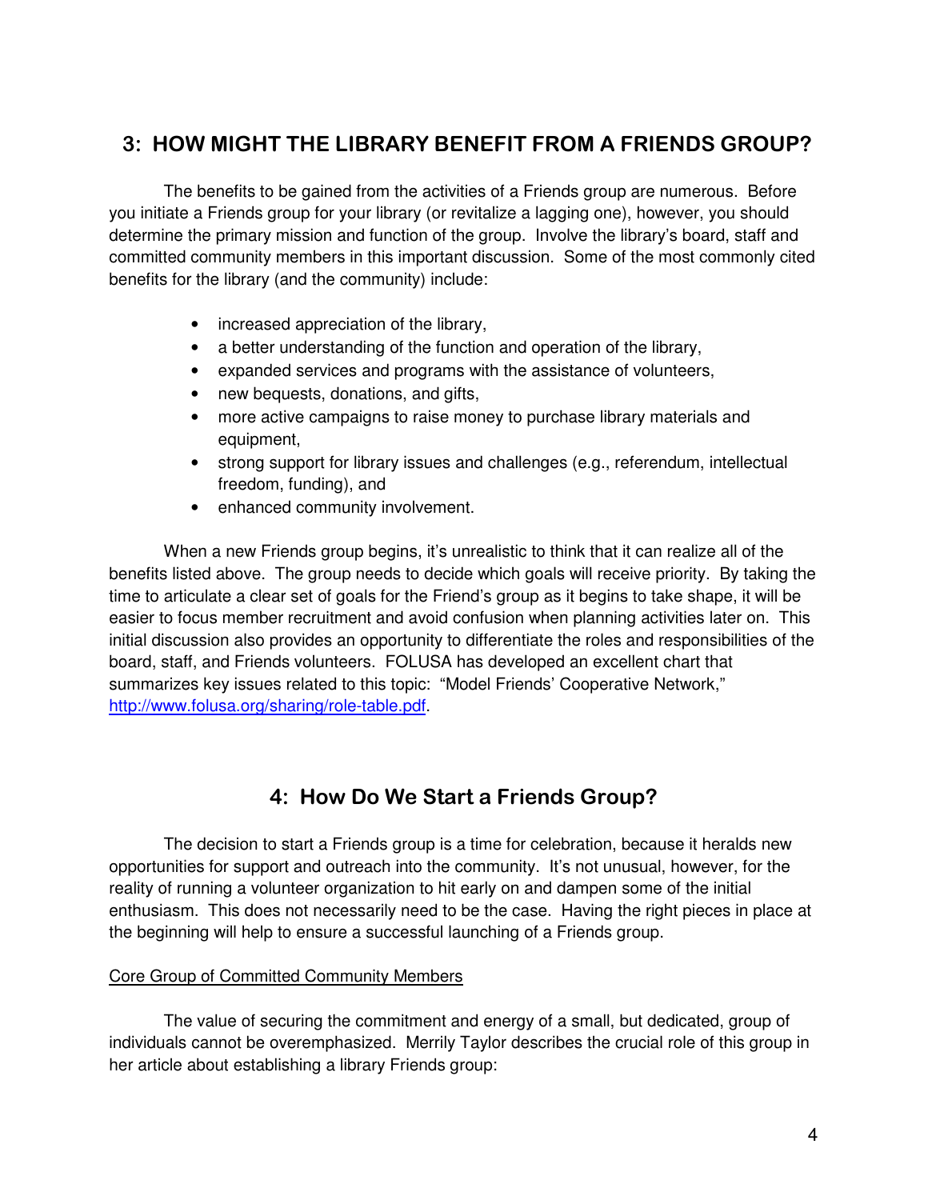## 3: HOW MIGHT THE LIBRARY BENEFIT FROM A FRIENDS GROUP?

The benefits to be gained from the activities of a Friends group are numerous. Before you initiate a Friends group for your library (or revitalize a lagging one), however, you should determine the primary mission and function of the group. Involve the library's board, staff and committed community members in this important discussion. Some of the most commonly cited benefits for the library (and the community) include:

- increased appreciation of the library,
- a better understanding of the function and operation of the library,
- expanded services and programs with the assistance of volunteers,
- new bequests, donations, and gifts,
- more active campaigns to raise money to purchase library materials and equipment,
- strong support for library issues and challenges (e.g., referendum, intellectual freedom, funding), and
- enhanced community involvement.

When a new Friends group begins, it's unrealistic to think that it can realize all of the benefits listed above. The group needs to decide which goals will receive priority. By taking the time to articulate a clear set of goals for the Friend's group as it begins to take shape, it will be easier to focus member recruitment and avoid confusion when planning activities later on. This initial discussion also provides an opportunity to differentiate the roles and responsibilities of the board, staff, and Friends volunteers. FOLUSA has developed an excellent chart that summarizes key issues related to this topic: "Model Friends' Cooperative Network," [http://www.folusa.org/sharing/role-table.pdf](http://www.folusa.org/sharing/role-table.pdf).

## 4: How Do We Start a Friends Group?

The decision to start a Friends group is a time for celebration, because it heralds new opportunities for support and outreach into the community. It's not unusual, however, for the reality of running a volunteer organization to hit early on and dampen some of the initial enthusiasm. This does not necessarily need to be the case. Having the right pieces in place at the beginning will help to ensure a successful launching of a Friends group.

<u>Core Group of Committed Community Members</u>

The value of securing the commitment and energy of a small, but dedicated, group of individuals cannot be overemphasized. Merrily Taylor describes the crucial role of this group in her article about establishing a library Friends group: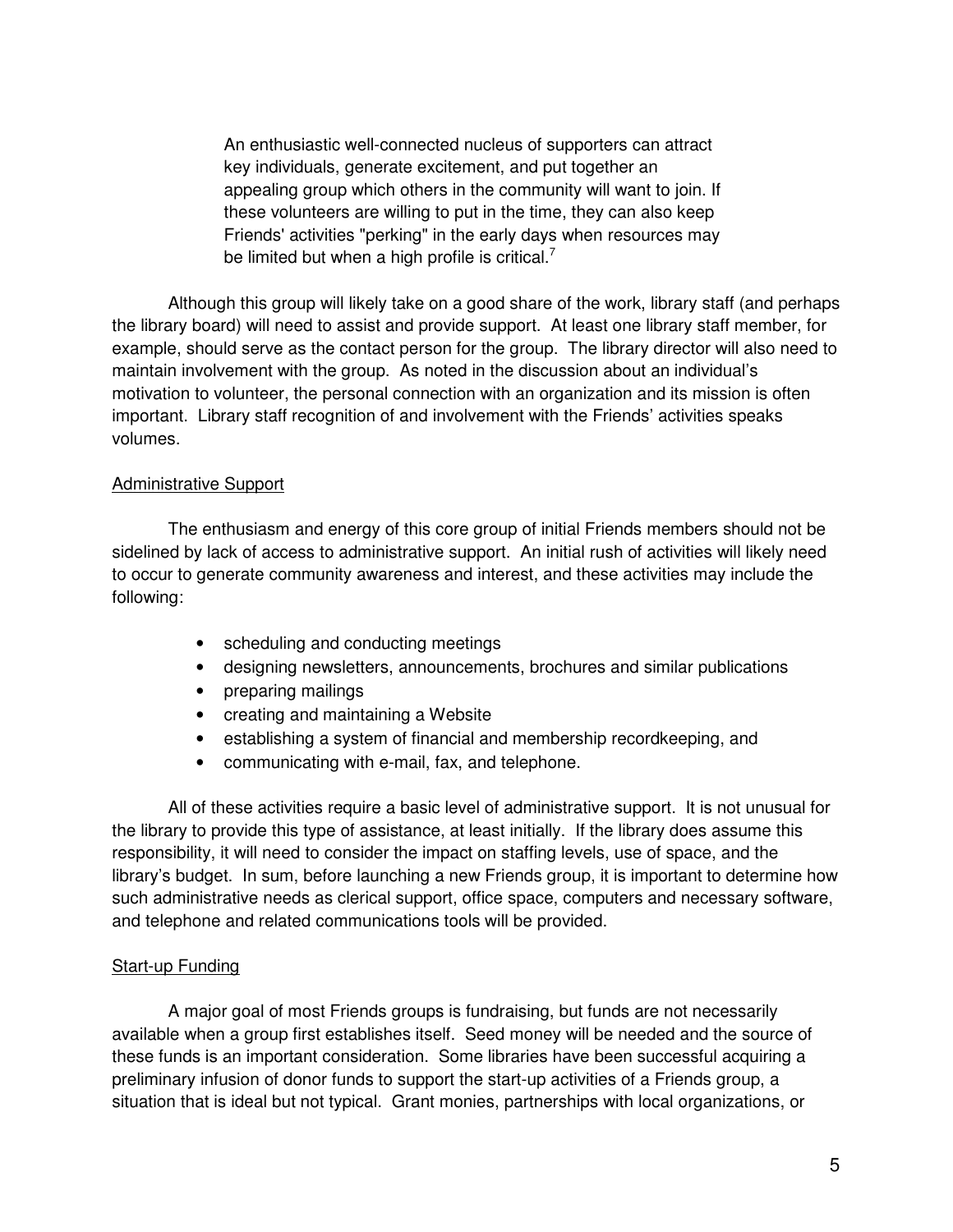> An enthusiastic well-connected nucleus of supporters can attract key individuals, generate excitement, and put together an appealing group which others in the community will want to join. If these volunteers are willing to put in the time, they can also keep Friends' activities "perking" in the early days when resources may be limited but when a high profile is critical.[7]

Although this group will likely take on a good share of the work, library staff (and perhaps the library board) will need to assist and provide support. At least one library staff member, for example, should serve as the contact person for the group. The library director will also need to maintain involvement with the group. As noted in the discussion about an individual's motivation to volunteer, the personal connection with an organization and its mission is often important. Library staff recognition of and involvement with the Friends' activities speaks volumes.

### Administrative Support

The enthusiasm and energy of this core group of initial Friends members should not be sidelined by lack of access to administrative support. An initial rush of activities will likely need to occur to generate community awareness and interest, and these activities may include the following:

- scheduling and conducting meetings
- designing newsletters, announcements, brochures and similar publications
- preparing mailings
- creating and maintaining a Website
- establishing a system of financial and membership recordkeeping, and
- communicating with e-mail, fax, and telephone.

All of these activities require a basic level of administrative support. It is not unusual for the library to provide this type of assistance, at least initially. If the library does assume this responsibility, it will need to consider the impact on staffing levels, use of space, and the library's budget. In sum, before launching a new Friends group, it is important to determine how such administrative needs as clerical support, office space, computers and necessary software, and telephone and related communications tools will be provided.

### Start-up Funding

A major goal of most Friends groups is fundraising, but funds are not necessarily available when a group first establishes itself. Seed money will be needed and the source of these funds is an important consideration. Some libraries have been successful acquiring a preliminary infusion of donor funds to support the start-up activities of a Friends group, a situation that is ideal but not typical. Grant monies, partnerships with local organizations, or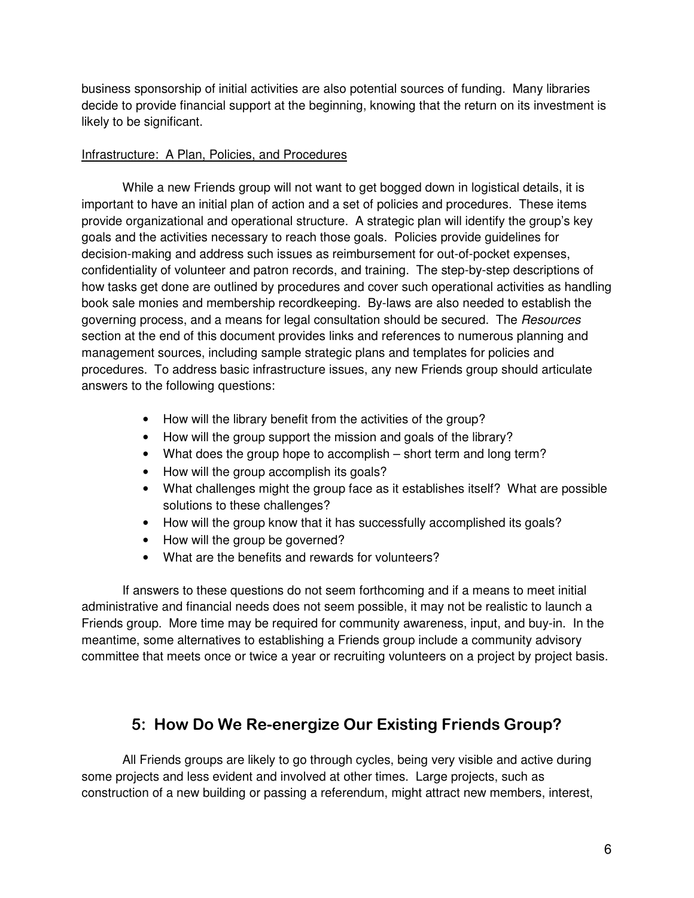business sponsorship of initial activities are also potential sources of funding. Many libraries decide to provide financial support at the beginning, knowing that the return on its investment is likely to be significant.

Infrastructure: A Plan, Policies, and Procedures

While a new Friends group will not want to get bogged down in logistical details, it is important to have an initial plan of action and a set of policies and procedures. These items provide organizational and operational structure. A strategic plan will identify the group's key goals and the activities necessary to reach those goals. Policies provide guidelines for decision-making and address such issues as reimbursement for out-of-pocket expenses, confidentiality of volunteer and patron records, and training. The step-by-step descriptions of how tasks get done are outlined by procedures and cover such operational activities as handling book sale monies and membership recordkeeping. By-laws are also needed to establish the governing process, and a means for legal consultation should be secured. The *Resources* section at the end of this document provides links and references to numerous planning and management sources, including sample strategic plans and templates for policies and procedures. To address basic infrastructure issues, any new Friends group should articulate answers to the following questions:

- How will the library benefit from the activities of the group?
- How will the group support the mission and goals of the library?
- What does the group hope to accomplish – short term and long term?
- How will the group accomplish its goals?
- What challenges might the group face as it establishes itself? What are possible solutions to these challenges?
- How will the group know that it has successfully accomplished its goals?
- How will the group be governed?
- What are the benefits and rewards for volunteers?

If answers to these questions do not seem forthcoming and if a means to meet initial administrative and financial needs does not seem possible, it may not be realistic to launch a Friends group. More time may be required for community awareness, input, and buy-in. In the meantime, some alternatives to establishing a Friends group include a community advisory committee that meets once or twice a year or recruiting volunteers on a project by project basis.

## 5: How Do We Re-energize Our Existing Friends Group?

All Friends groups are likely to go through cycles, being very visible and active during some projects and less evident and involved at other times. Large projects, such as construction of a new building or passing a referendum, might attract new members, interest,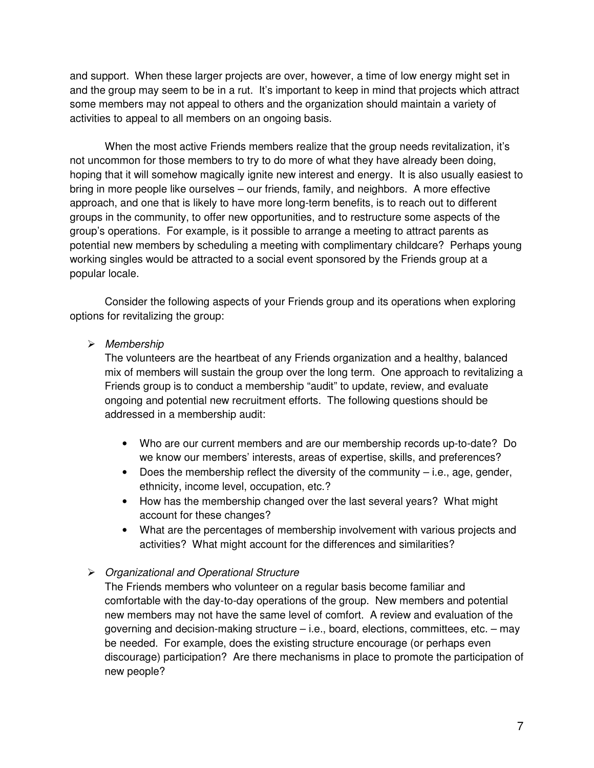and support. When these larger projects are over, however, a time of low energy might set in and the group may seem to be in a rut. It's important to keep in mind that projects which attract some members may not appeal to others and the organization should maintain a variety of activities to appeal to all members on an ongoing basis.

When the most active Friends members realize that the group needs revitalization, it's not uncommon for those members to try to do more of what they have already been doing, hoping that it will somehow magically ignite new interest and energy. It is also usually easiest to bring in more people like ourselves – our friends, family, and neighbors. A more effective approach, and one that is likely to have more long-term benefits, is to reach out to different groups in the community, to offer new opportunities, and to restructure some aspects of the group's operations. For example, is it possible to arrange a meeting to attract parents as potential new members by scheduling a meeting with complimentary childcare? Perhaps young working singles would be attracted to a social event sponsored by the Friends group at a popular locale.

Consider the following aspects of your Friends group and its operations when exploring options for revitalizing the group:

- *Membership*

  The volunteers are the heartbeat of any Friends organization and a healthy, balanced mix of members will sustain the group over the long term. One approach to revitalizing a Friends group is to conduct a membership "audit" to update, review, and evaluate ongoing and potential new recruitment efforts. The following questions should be addressed in a membership audit:

  - Who are our current members and are our membership records up-to-date? Do we know our members' interests, areas of expertise, skills, and preferences?
  - Does the membership reflect the diversity of the community – i.e., age, gender, ethnicity, income level, occupation, etc.?
  - How has the membership changed over the last several years? What might account for these changes?
  - What are the percentages of membership involvement with various projects and activities? What might account for the differences and similarities?

- *Organizational and Operational Structure*

  The Friends members who volunteer on a regular basis become familiar and comfortable with the day-to-day operations of the group. New members and potential new members may not have the same level of comfort. A review and evaluation of the governing and decision-making structure – i.e., board, elections, committees, etc. – may be needed. For example, does the existing structure encourage (or perhaps even discourage) participation? Are there mechanisms in place to promote the participation of new people?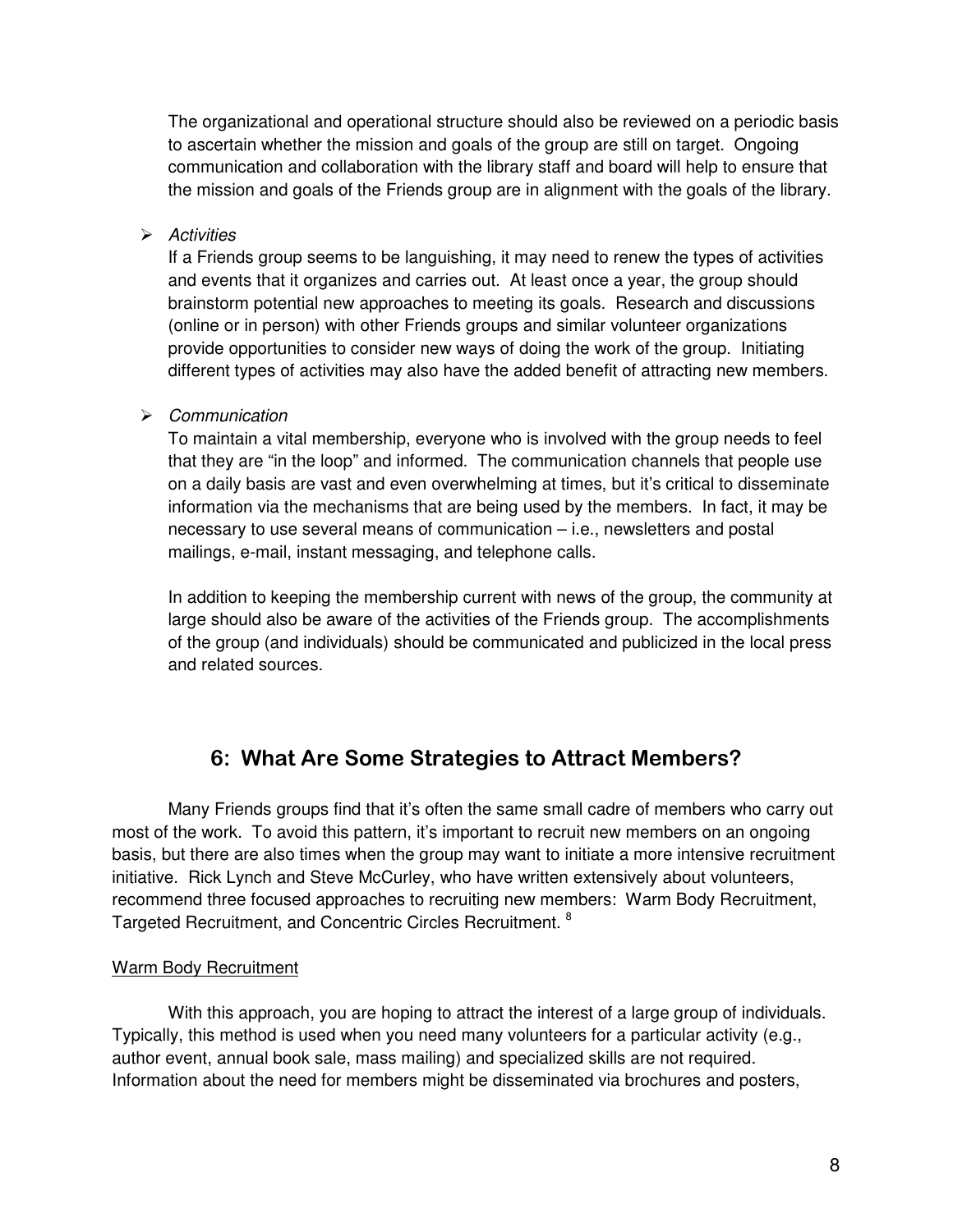The organizational and operational structure should also be reviewed on a periodic basis to ascertain whether the mission and goals of the group are still on target. Ongoing communication and collaboration with the library staff and board will help to ensure that the mission and goals of the Friends group are in alignment with the goals of the library.

- *Activities*

  If a Friends group seems to be languishing, it may need to renew the types of activities and events that it organizes and carries out. At least once a year, the group should brainstorm potential new approaches to meeting its goals. Research and discussions (online or in person) with other Friends groups and similar volunteer organizations provide opportunities to consider new ways of doing the work of the group. Initiating different types of activities may also have the added benefit of attracting new members.

- *Communication*

  To maintain a vital membership, everyone who is involved with the group needs to feel that they are "in the loop" and informed. The communication channels that people use on a daily basis are vast and even overwhelming at times, but it's critical to disseminate information via the mechanisms that are being used by the members. In fact, it may be necessary to use several means of communication – i.e., newsletters and postal mailings, e-mail, instant messaging, and telephone calls.

  In addition to keeping the membership current with news of the group, the community at large should also be aware of the activities of the Friends group. The accomplishments of the group (and individuals) should be communicated and publicized in the local press and related sources.

## 6: What Are Some Strategies to Attract Members?

Many Friends groups find that it's often the same small cadre of members who carry out most of the work. To avoid this pattern, it's important to recruit new members on an ongoing basis, but there are also times when the group may want to initiate a more intensive recruitment initiative. Rick Lynch and Steve McCurley, who have written extensively about volunteers, recommend three focused approaches to recruiting new members: Warm Body Recruitment, Targeted Recruitment, and Concentric Circles Recruitment. [8]

<u>Warm Body Recruitment</u>

With this approach, you are hoping to attract the interest of a large group of individuals. Typically, this method is used when you need many volunteers for a particular activity (e.g., author event, annual book sale, mass mailing) and specialized skills are not required. Information about the need for members might be disseminated via brochures and posters,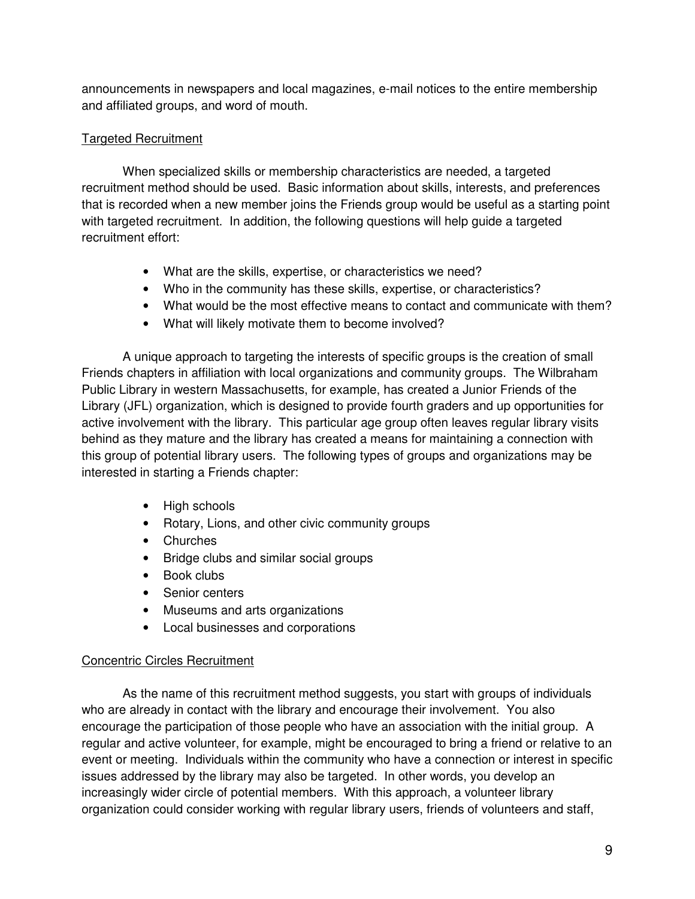announcements in newspapers and local magazines, e-mail notices to the entire membership and affiliated groups, and word of mouth.

Targeted Recruitment

When specialized skills or membership characteristics are needed, a targeted recruitment method should be used. Basic information about skills, interests, and preferences that is recorded when a new member joins the Friends group would be useful as a starting point with targeted recruitment. In addition, the following questions will help guide a targeted recruitment effort:

- What are the skills, expertise, or characteristics we need?
- Who in the community has these skills, expertise, or characteristics?
- What would be the most effective means to contact and communicate with them?
- What will likely motivate them to become involved?

A unique approach to targeting the interests of specific groups is the creation of small Friends chapters in affiliation with local organizations and community groups. The Wilbraham Public Library in western Massachusetts, for example, has created a Junior Friends of the Library (JFL) organization, which is designed to provide fourth graders and up opportunities for active involvement with the library. This particular age group often leaves regular library visits behind as they mature and the library has created a means for maintaining a connection with this group of potential library users. The following types of groups and organizations may be interested in starting a Friends chapter:

- High schools
- Rotary, Lions, and other civic community groups
- Churches
- Bridge clubs and similar social groups
- Book clubs
- Senior centers
- Museums and arts organizations
- Local businesses and corporations

Concentric Circles Recruitment

As the name of this recruitment method suggests, you start with groups of individuals who are already in contact with the library and encourage their involvement. You also encourage the participation of those people who have an association with the initial group. A regular and active volunteer, for example, might be encouraged to bring a friend or relative to an event or meeting. Individuals within the community who have a connection or interest in specific issues addressed by the library may also be targeted. In other words, you develop an increasingly wider circle of potential members. With this approach, a volunteer library organization could consider working with regular library users, friends of volunteers and staff,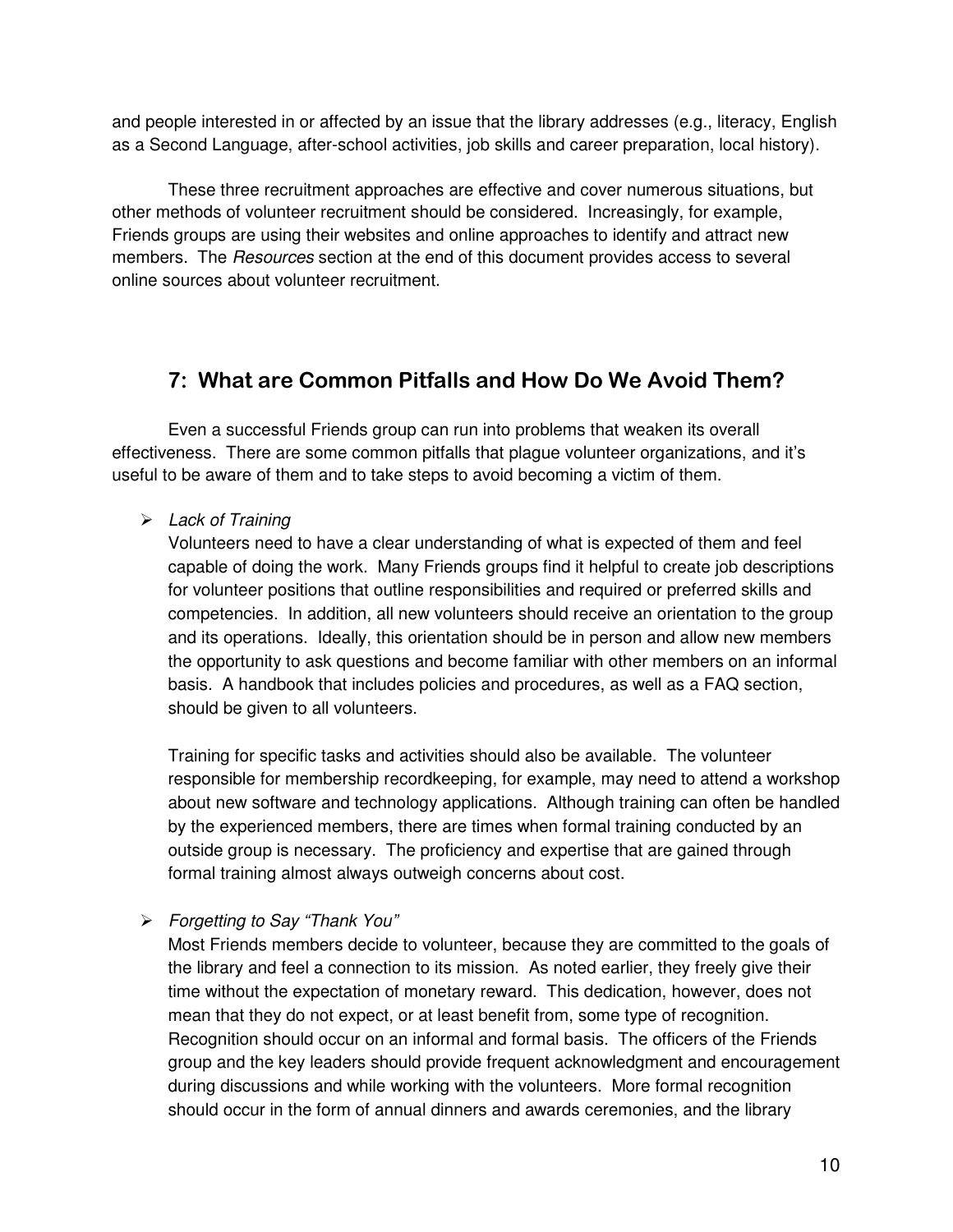and people interested in or affected by an issue that the library addresses (e.g., literacy, English as a Second Language, after-school activities, job skills and career preparation, local history).

These three recruitment approaches are effective and cover numerous situations, but other methods of volunteer recruitment should be considered. Increasingly, for example, Friends groups are using their websites and online approaches to identify and attract new members. The *Resources* section at the end of this document provides access to several online sources about volunteer recruitment.

## 7: What are Common Pitfalls and How Do We Avoid Them?

Even a successful Friends group can run into problems that weaken its overall effectiveness. There are some common pitfalls that plague volunteer organizations, and it's useful to be aware of them and to take steps to avoid becoming a victim of them.

- *Lack of Training*

  Volunteers need to have a clear understanding of what is expected of them and feel capable of doing the work. Many Friends groups find it helpful to create job descriptions for volunteer positions that outline responsibilities and required or preferred skills and competencies. In addition, all new volunteers should receive an orientation to the group and its operations. Ideally, this orientation should be in person and allow new members the opportunity to ask questions and become familiar with other members on an informal basis. A handbook that includes policies and procedures, as well as a FAQ section, should be given to all volunteers.

  Training for specific tasks and activities should also be available. The volunteer responsible for membership recordkeeping, for example, may need to attend a workshop about new software and technology applications. Although training can often be handled by the experienced members, there are times when formal training conducted by an outside group is necessary. The proficiency and expertise that are gained through formal training almost always outweigh concerns about cost.

- *Forgetting to Say "Thank You"*

  Most Friends members decide to volunteer, because they are committed to the goals of the library and feel a connection to its mission. As noted earlier, they freely give their time without the expectation of monetary reward. This dedication, however, does not mean that they do not expect, or at least benefit from, some type of recognition. Recognition should occur on an informal and formal basis. The officers of the Friends group and the key leaders should provide frequent acknowledgment and encouragement during discussions and while working with the volunteers. More formal recognition should occur in the form of annual dinners and awards ceremonies, and the library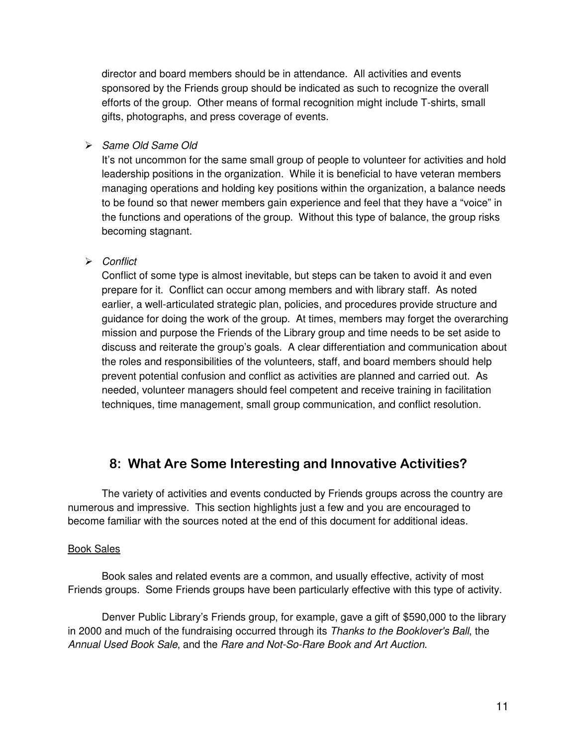director and board members should be in attendance. All activities and events sponsored by the Friends group should be indicated as such to recognize the overall efforts of the group. Other means of formal recognition might include T-shirts, small gifts, photographs, and press coverage of events.

- *Same Old Same Old*

  It's not uncommon for the same small group of people to volunteer for activities and hold leadership positions in the organization. While it is beneficial to have veteran members managing operations and holding key positions within the organization, a balance needs to be found so that newer members gain experience and feel that they have a "voice" in the functions and operations of the group. Without this type of balance, the group risks becoming stagnant.

- *Conflict*

  Conflict of some type is almost inevitable, but steps can be taken to avoid it and even prepare for it. Conflict can occur among members and with library staff. As noted earlier, a well-articulated strategic plan, policies, and procedures provide structure and guidance for doing the work of the group. At times, members may forget the overarching mission and purpose the Friends of the Library group and time needs to be set aside to discuss and reiterate the group's goals. A clear differentiation and communication about the roles and responsibilities of the volunteers, staff, and board members should help prevent potential confusion and conflict as activities are planned and carried out. As needed, volunteer managers should feel competent and receive training in facilitation techniques, time management, small group communication, and conflict resolution.

## 8: What Are Some Interesting and Innovative Activities?

The variety of activities and events conducted by Friends groups across the country are numerous and impressive. This section highlights just a few and you are encouraged to become familiar with the sources noted at the end of this document for additional ideas.

<u>Book Sales</u>

Book sales and related events are a common, and usually effective, activity of most Friends groups. Some Friends groups have been particularly effective with this type of activity.

Denver Public Library's Friends group, for example, gave a gift of $590,000 to the library in 2000 and much of the fundraising occurred through its *Thanks to the Booklover's Ball*, the *Annual Used Book Sale*, and the *Rare and Not-So-Rare Book and Art Auction.*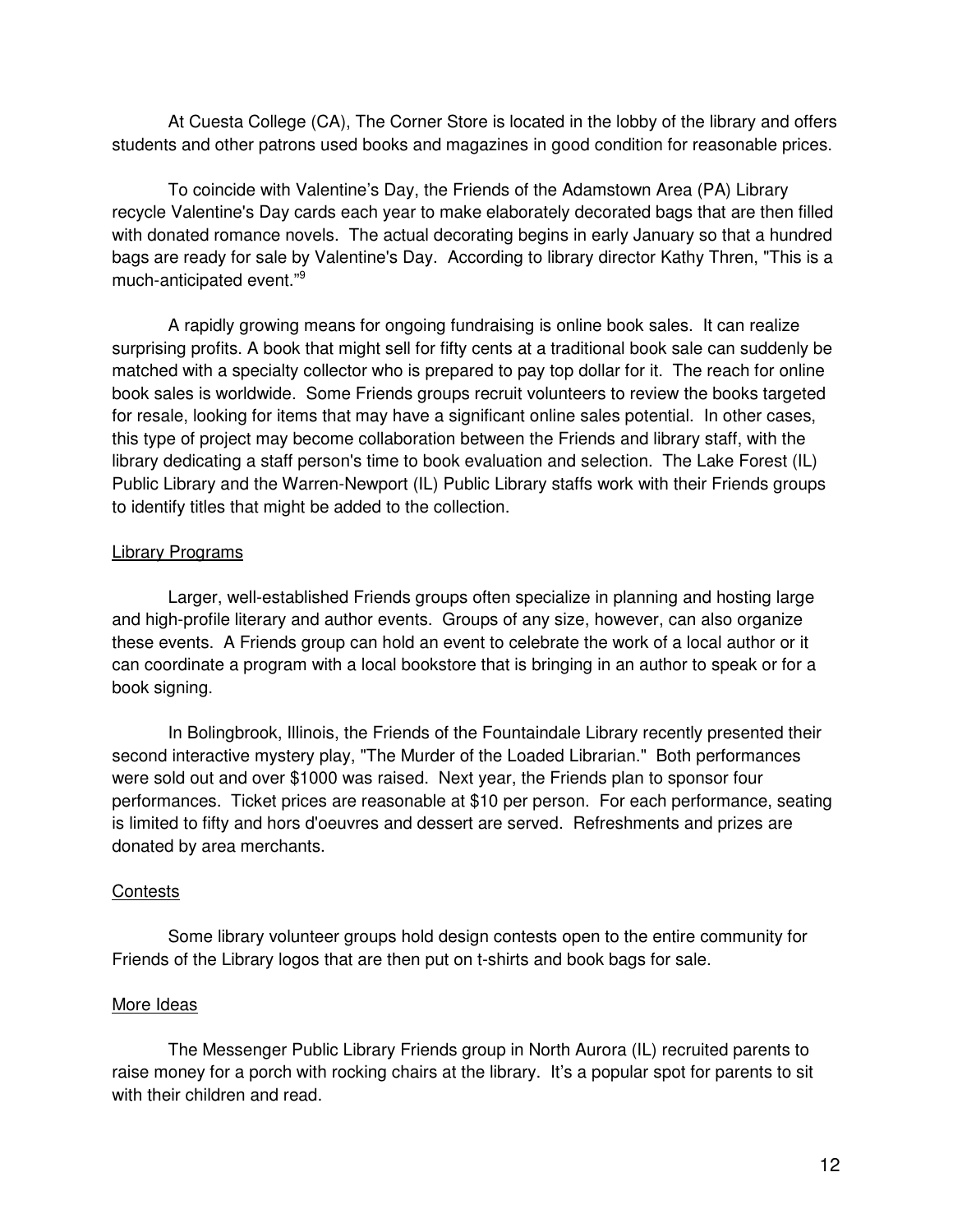At Cuesta College (CA), The Corner Store is located in the lobby of the library and offers students and other patrons used books and magazines in good condition for reasonable prices.

To coincide with Valentine's Day, the Friends of the Adamstown Area (PA) Library recycle Valentine's Day cards each year to make elaborately decorated bags that are then filled with donated romance novels. The actual decorating begins in early January so that a hundred bags are ready for sale by Valentine's Day. According to library director Kathy Thren, "This is a much-anticipated event."[9]

A rapidly growing means for ongoing fundraising is online book sales. It can realize surprising profits. A book that might sell for fifty cents at a traditional book sale can suddenly be matched with a specialty collector who is prepared to pay top dollar for it. The reach for online book sales is worldwide. Some Friends groups recruit volunteers to review the books targeted for resale, looking for items that may have a significant online sales potential. In other cases, this type of project may become collaboration between the Friends and library staff, with the library dedicating a staff person's time to book evaluation and selection. The Lake Forest (IL) Public Library and the Warren-Newport (IL) Public Library staffs work with their Friends groups to identify titles that might be added to the collection.

Library Programs

Larger, well-established Friends groups often specialize in planning and hosting large and high-profile literary and author events. Groups of any size, however, can also organize these events. A Friends group can hold an event to celebrate the work of a local author or it can coordinate a program with a local bookstore that is bringing in an author to speak or for a book signing.

In Bolingbrook, Illinois, the Friends of the Fountaindale Library recently presented their second interactive mystery play, "The Murder of the Loaded Librarian." Both performances were sold out and over $1000 was raised. Next year, the Friends plan to sponsor four performances. Ticket prices are reasonable at $10 per person. For each performance, seating is limited to fifty and hors d'oeuvres and dessert are served. Refreshments and prizes are donated by area merchants.

Contests

Some library volunteer groups hold design contests open to the entire community for Friends of the Library logos that are then put on t-shirts and book bags for sale.

More Ideas

The Messenger Public Library Friends group in North Aurora (IL) recruited parents to raise money for a porch with rocking chairs at the library. It's a popular spot for parents to sit with their children and read.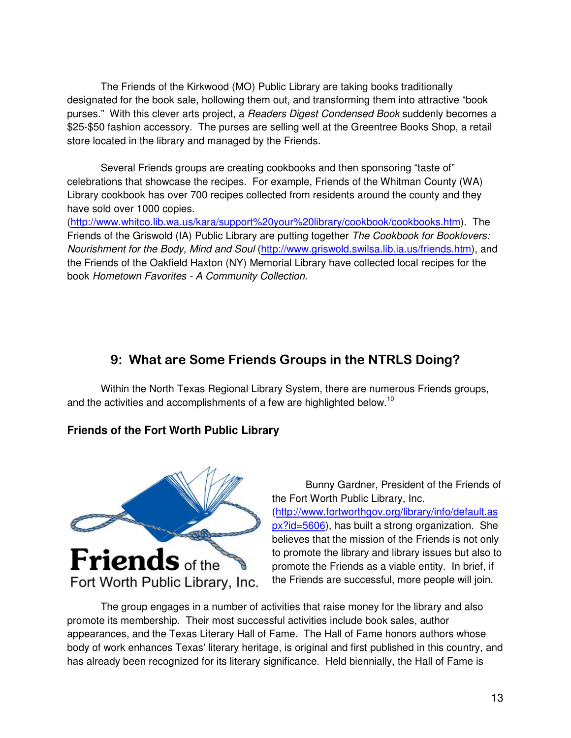The Friends of the Kirkwood (MO) Public Library are taking books traditionally designated for the book sale, hollowing them out, and transforming them into attractive “book purses.” With this clever arts project, a *Readers Digest Condensed Book* suddenly becomes a $25-$50 fashion accessory. The purses are selling well at the Greentree Books Shop, a retail store located in the library and managed by the Friends.

Several Friends groups are creating cookbooks and then sponsoring “taste of” celebrations that showcase the recipes. For example, Friends of the Whitman County (WA) Library cookbook has over 700 recipes collected from residents around the county and they have sold over 1000 copies. (http://www.whitco.lib.wa.us/kara/support%20your%20library/cookbook/cookbooks.htm). The Friends of the Griswold (IA) Public Library are putting together *The Cookbook for Booklovers: Nourishment for the Body, Mind and Soul* (http://www.griswold.swilsa.lib.ia.us/friends.htm), and the Friends of the Oakfield Haxton (NY) Memorial Library have collected local recipes for the book *Hometown Favorites - A Community Collection*.

## 9: What are Some Friends Groups in the NTRLS Doing?

Within the North Texas Regional Library System, there are numerous Friends groups, and the activities and accomplishments of a few are highlighted below.[10]

### Friends of the Fort Worth Public Library

Friends of the Fort Worth Public Library, Inc.

Bunny Gardner, President of the Friends of the Fort Worth Public Library, Inc. (http://www.fortworthgov.org/library/info/default.aspx?id=5606), has built a strong organization. She believes that the mission of the Friends is not only to promote the library and library issues but also to promote the Friends as a viable entity. In brief, if the Friends are successful, more people will join.

The group engages in a number of activities that raise money for the library and also promote its membership. Their most successful activities include book sales, author appearances, and the Texas Literary Hall of Fame. The Hall of Fame honors authors whose body of work enhances Texas' literary heritage, is original and first published in this country, and has already been recognized for its literary significance. Held biennially, the Hall of Fame is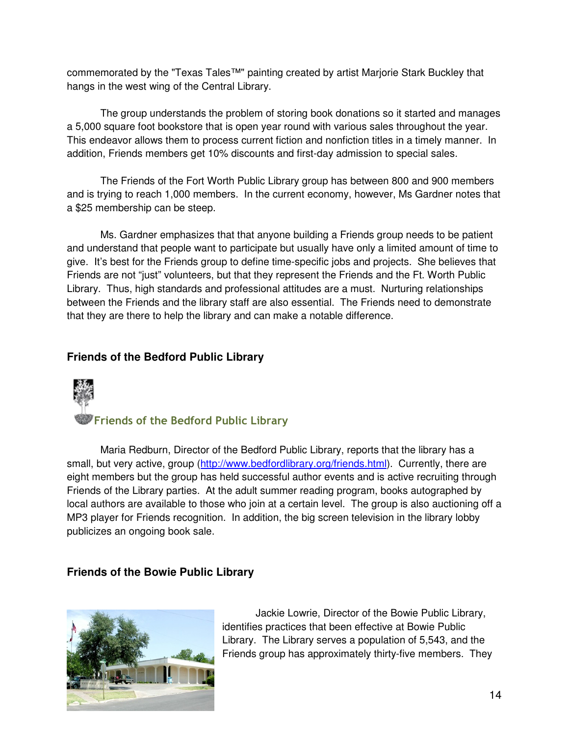commemorated by the "Texas Tales™" painting created by artist Marjorie Stark Buckley that hangs in the west wing of the Central Library.

The group understands the problem of storing book donations so it started and manages a 5,000 square foot bookstore that is open year round with various sales throughout the year. This endeavor allows them to process current fiction and nonfiction titles in a timely manner. In addition, Friends members get 10% discounts and first-day admission to special sales.

The Friends of the Fort Worth Public Library group has between 800 and 900 members and is trying to reach 1,000 members. In the current economy, however, Ms Gardner notes that a $25 membership can be steep.

Ms. Gardner emphasizes that that anyone building a Friends group needs to be patient and understand that people want to participate but usually have only a limited amount of time to give. It's best for the Friends group to define time-specific jobs and projects. She believes that Friends are not "just" volunteers, but that they represent the Friends and the Ft. Worth Public Library. Thus, high standards and professional attitudes are a must. Nurturing relationships between the Friends and the library staff are also essential. The Friends need to demonstrate that they are there to help the library and can make a notable difference.

### Friends of the Bedford Public Library

Friends of the Bedford Public Library

Maria Redburn, Director of the Bedford Public Library, reports that the library has a small, but very active, group (http://www.bedfordlibrary.org/friends.html). Currently, there are eight members but the group has held successful author events and is active recruiting through Friends of the Library parties. At the adult summer reading program, books autographed by local authors are available to those who join at a certain level. The group is also auctioning off a MP3 player for Friends recognition. In addition, the big screen television in the library lobby publicizes an ongoing book sale.

### Friends of the Bowie Public Library

Jackie Lowrie, Director of the Bowie Public Library, identifies practices that been effective at Bowie Public Library. The Library serves a population of 5,543, and the Friends group has approximately thirty-five members. They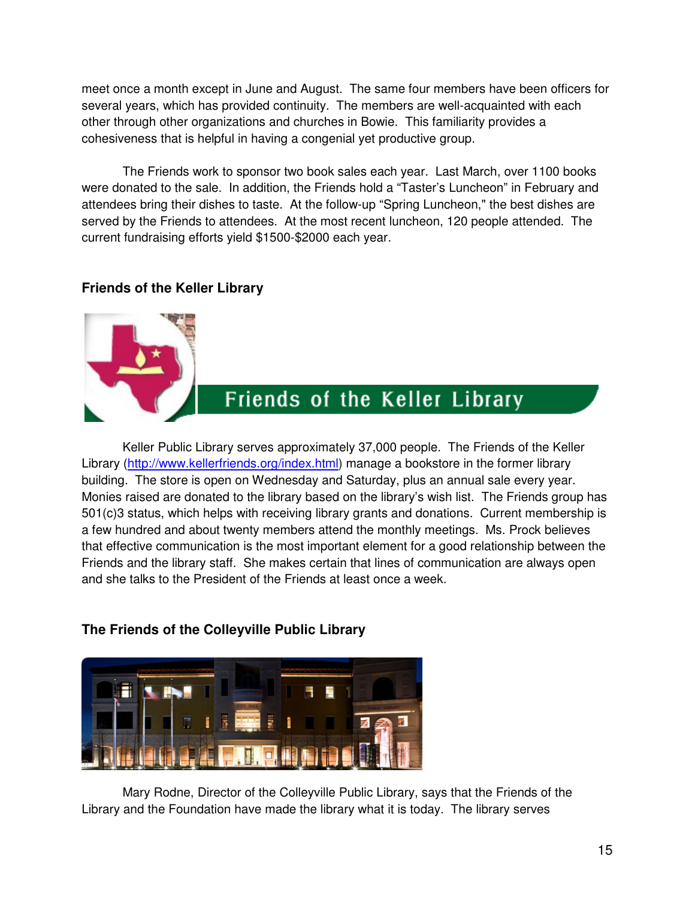meet once a month except in June and August. The same four members have been officers for several years, which has provided continuity. The members are well-acquainted with each other through other organizations and churches in Bowie. This familiarity provides a cohesiveness that is helpful in having a congenial yet productive group.

The Friends work to sponsor two book sales each year. Last March, over 1100 books were donated to the sale. In addition, the Friends hold a "Taster's Luncheon" in February and attendees bring their dishes to taste. At the follow-up "Spring Luncheon," the best dishes are served by the Friends to attendees. At the most recent luncheon, 120 people attended. The current fundraising efforts yield $1500-$2000 each year.

### Friends of the Keller Library

Keller Public Library serves approximately 37,000 people. The Friends of the Keller Library (http://www.kellerfriends.org/index.html) manage a bookstore in the former library building. The store is open on Wednesday and Saturday, plus an annual sale every year. Monies raised are donated to the library based on the library's wish list. The Friends group has 501(c)3 status, which helps with receiving library grants and donations. Current membership is a few hundred and about twenty members attend the monthly meetings. Ms. Prock believes that effective communication is the most important element for a good relationship between the Friends and the library staff. She makes certain that lines of communication are always open and she talks to the President of the Friends at least once a week.

### The Friends of the Colleyville Public Library

Mary Rodne, Director of the Colleyville Public Library, says that the Friends of the Library and the Foundation have made the library what it is today. The library serves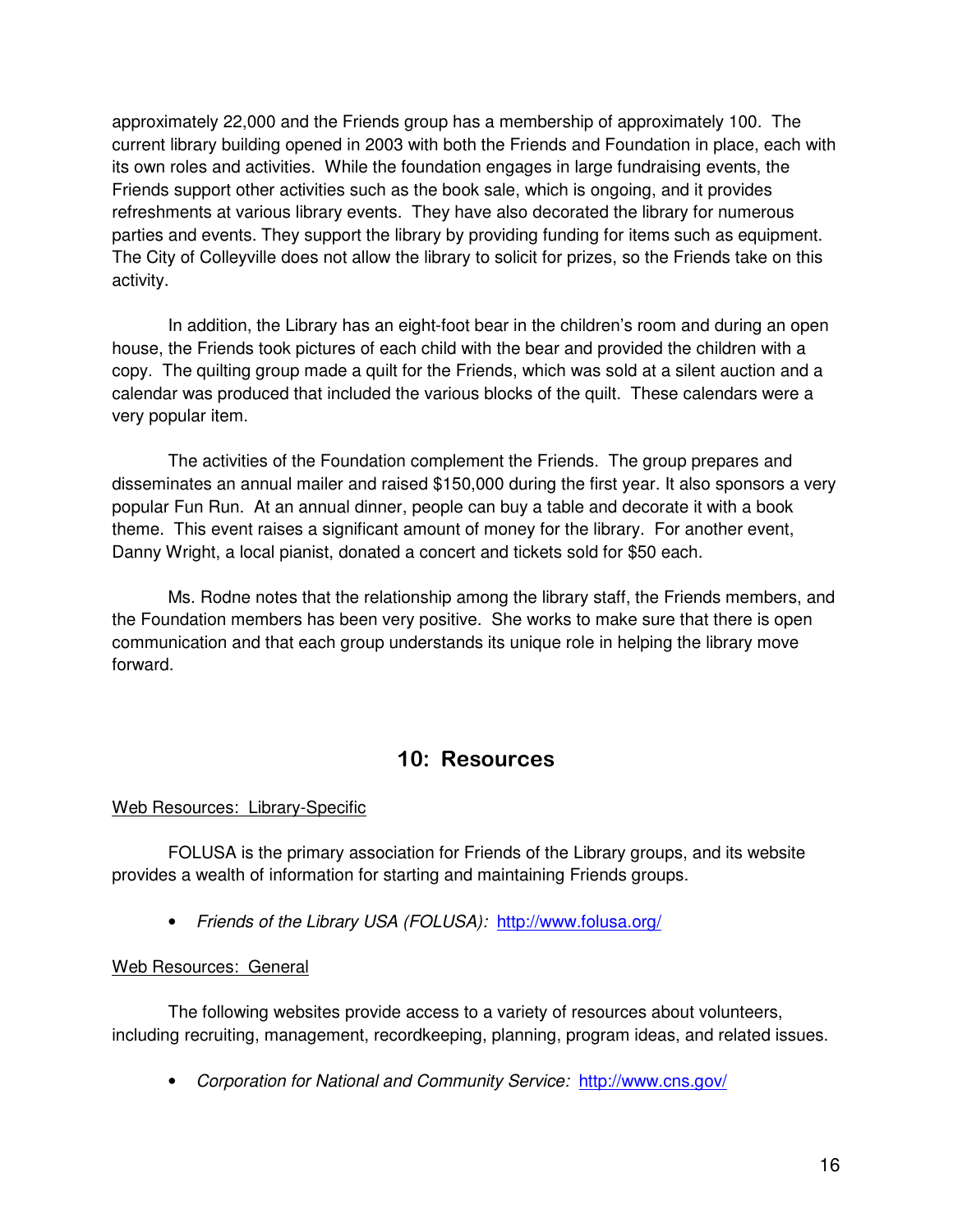approximately 22,000 and the Friends group has a membership of approximately 100. The current library building opened in 2003 with both the Friends and Foundation in place, each with its own roles and activities. While the foundation engages in large fundraising events, the Friends support other activities such as the book sale, which is ongoing, and it provides refreshments at various library events. They have also decorated the library for numerous parties and events. They support the library by providing funding for items such as equipment. The City of Colleyville does not allow the library to solicit for prizes, so the Friends take on this activity.

In addition, the Library has an eight-foot bear in the children's room and during an open house, the Friends took pictures of each child with the bear and provided the children with a copy. The quilting group made a quilt for the Friends, which was sold at a silent auction and a calendar was produced that included the various blocks of the quilt. These calendars were a very popular item.

The activities of the Foundation complement the Friends. The group prepares and disseminates an annual mailer and raised $150,000 during the first year. It also sponsors a very popular Fun Run. At an annual dinner, people can buy a table and decorate it with a book theme. This event raises a significant amount of money for the library. For another event, Danny Wright, a local pianist, donated a concert and tickets sold for $50 each.

Ms. Rodne notes that the relationship among the library staff, the Friends members, and the Foundation members has been very positive. She works to make sure that there is open communication and that each group understands its unique role in helping the library move forward.

## 10: Resources

<u>Web Resources: Library-Specific</u>

FOLUSA is the primary association for Friends of the Library groups, and its website provides a wealth of information for starting and maintaining Friends groups.

- *Friends of the Library USA (FOLUSA):* http://www.folusa.org/

<u>Web Resources: General</u>

The following websites provide access to a variety of resources about volunteers, including recruiting, management, recordkeeping, planning, program ideas, and related issues.

- *Corporation for National and Community Service:* http://www.cns.gov/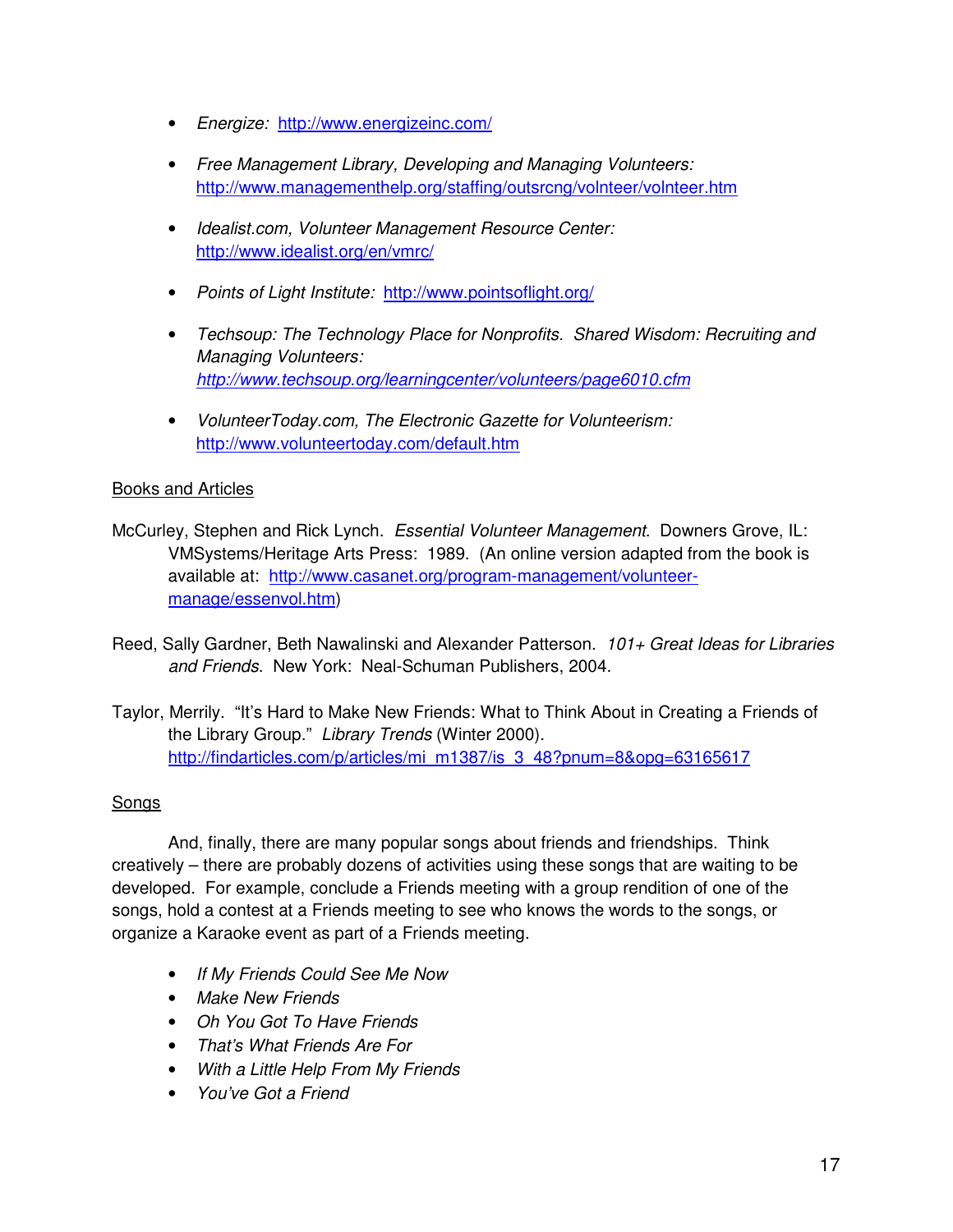- *Energize:* http://www.energizeinc.com/
- *Free Management Library, Developing and Managing Volunteers:* http://www.managementhelp.org/staffing/outsrcng/volnteer/volnteer.htm
- *Idealist.com, Volunteer Management Resource Center:* http://www.idealist.org/en/vmrc/
- *Points of Light Institute:* http://www.pointsoflight.org/
- *Techsoup: The Technology Place for Nonprofits. Shared Wisdom: Recruiting and Managing Volunteers:* *http://www.techsoup.org/learningcenter/volunteers/page6010.cfm*
- *VolunteerToday.com, The Electronic Gazette for Volunteerism:* http://www.volunteertoday.com/default.htm

Books and Articles

McCurley, Stephen and Rick Lynch. *Essential Volunteer Management*. Downers Grove, IL: VMSystems/Heritage Arts Press: 1989. (An online version adapted from the book is available at: http://www.casanet.org/program-management/volunteer-manage/essenvol.htm)

Reed, Sally Gardner, Beth Nawalinski and Alexander Patterson. *101+ Great Ideas for Libraries and Friends*. New York: Neal-Schuman Publishers, 2004.

Taylor, Merrily. "It's Hard to Make New Friends: What to Think About in Creating a Friends of the Library Group." *Library Trends* (Winter 2000). http://findarticles.com/p/articles/mi_m1387/is_3_48?pnum=8&opg=63165617

Songs

And, finally, there are many popular songs about friends and friendships. Think creatively – there are probably dozens of activities using these songs that are waiting to be developed. For example, conclude a Friends meeting with a group rendition of one of the songs, hold a contest at a Friends meeting to see who knows the words to the songs, or organize a Karaoke event as part of a Friends meeting.

- *If My Friends Could See Me Now*
- *Make New Friends*
- *Oh You Got To Have Friends*
- *That's What Friends Are For*
- *With a Little Help From My Friends*
- *You've Got a Friend*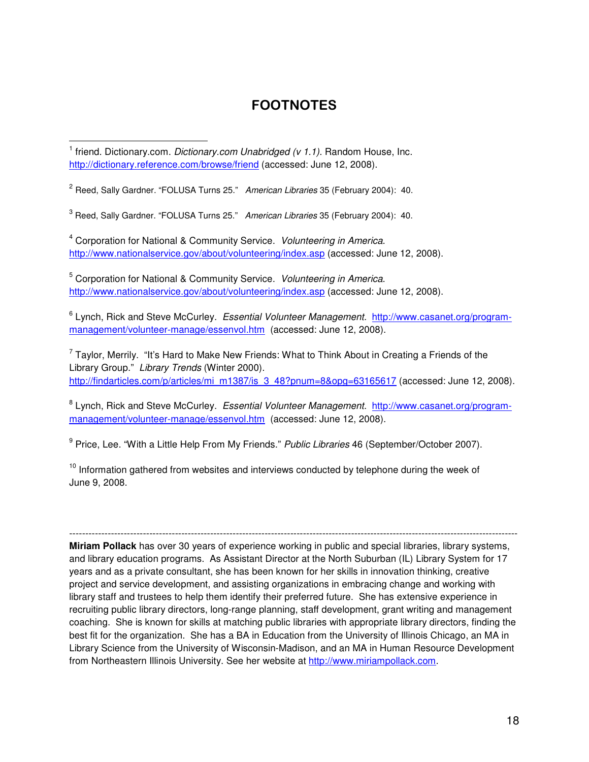## FOOTNOTES

[1] friend. Dictionary.com. *Dictionary.com Unabridged (v 1.1)*. Random House, Inc. http://dictionary.reference.com/browse/friend (accessed: June 12, 2008).

[2] Reed, Sally Gardner. "FOLUSA Turns 25." *American Libraries* 35 (February 2004): 40.

[3] Reed, Sally Gardner. "FOLUSA Turns 25." *American Libraries* 35 (February 2004): 40.

[4] Corporation for National & Community Service. *Volunteering in America*. http://www.nationalservice.gov/about/volunteering/index.asp (accessed: June 12, 2008).

[5] Corporation for National & Community Service. *Volunteering in America*. http://www.nationalservice.gov/about/volunteering/index.asp (accessed: June 12, 2008).

[6] Lynch, Rick and Steve McCurley. *Essential Volunteer Management*. http://www.casanet.org/program-management/volunteer-manage/essenvol.htm (accessed: June 12, 2008).

[7] Taylor, Merrily. "It's Hard to Make New Friends: What to Think About in Creating a Friends of the Library Group." *Library Trends* (Winter 2000). http://findarticles.com/p/articles/mi_m1387/is_3_48?pnum=8&opg=63165617 (accessed: June 12, 2008).

[8] Lynch, Rick and Steve McCurley. *Essential Volunteer Management*. http://www.casanet.org/program-management/volunteer-manage/essenvol.htm (accessed: June 12, 2008).

[9] Price, Lee. "With a Little Help From My Friends." *Public Libraries* 46 (September/October 2007).

[10] Information gathered from websites and interviews conducted by telephone during the week of June 9, 2008.

---

**Miriam Pollack** has over 30 years of experience working in public and special libraries, library systems, and library education programs. As Assistant Director at the North Suburban (IL) Library System for 17 years and as a private consultant, she has been known for her skills in innovation thinking, creative project and service development, and assisting organizations in embracing change and working with library staff and trustees to help them identify their preferred future. She has extensive experience in recruiting public library directors, long-range planning, staff development, grant writing and management coaching. She is known for skills at matching public libraries with appropriate library directors, finding the best fit for the organization. She has a BA in Education from the University of Illinois Chicago, an MA in Library Science from the University of Wisconsin-Madison, and an MA in Human Resource Development from Northeastern Illinois University. See her website at http://www.miriampollack.com.